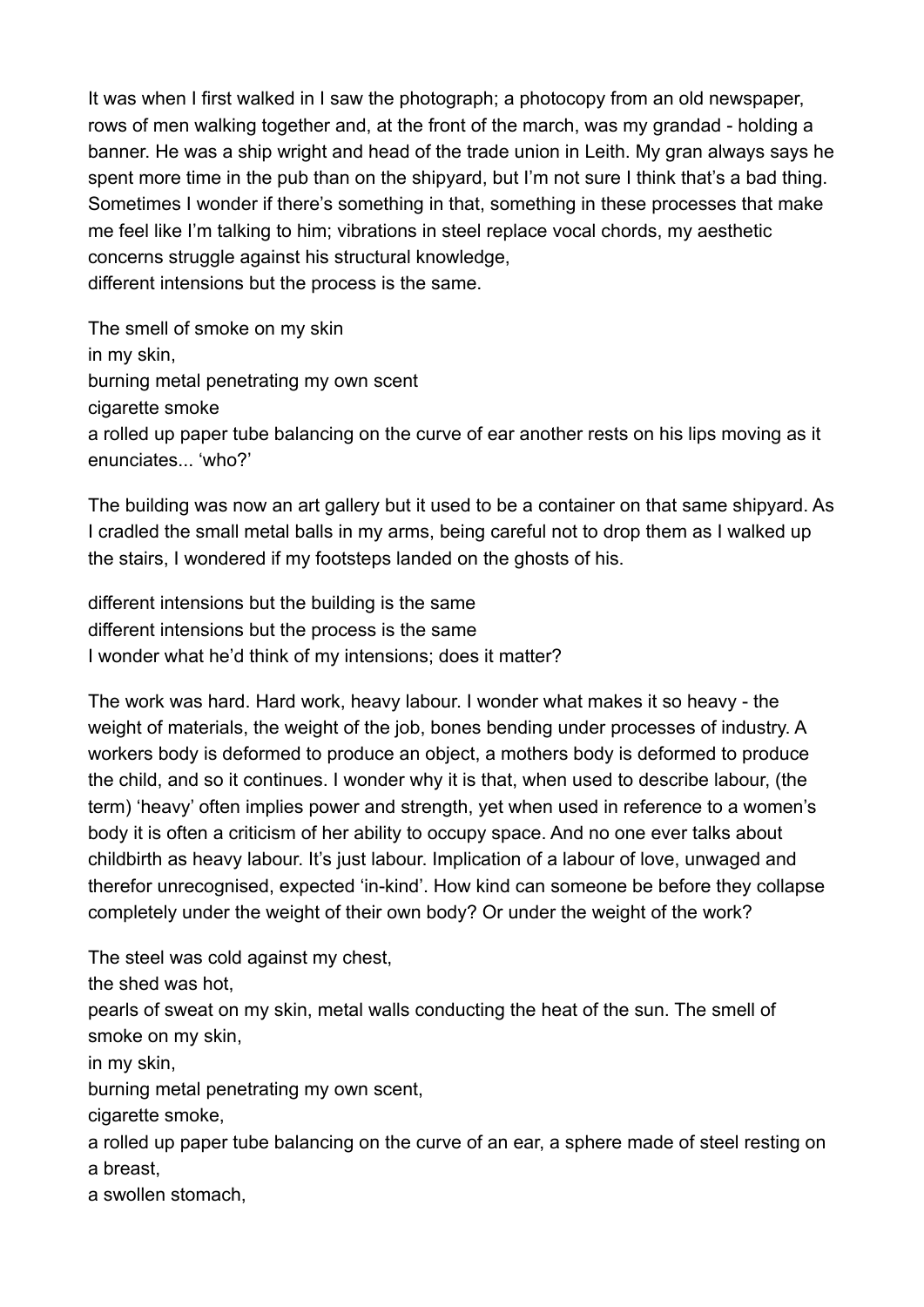It was when I first walked in I saw the photograph; a photocopy from an old newspaper, rows of men walking together and, at the front of the march, was my grandad - holding a banner. He was a ship wright and head of the trade union in Leith. My gran always says he spent more time in the pub than on the shipyard, but I'm not sure I think that's a bad thing. Sometimes I wonder if there's something in that, something in these processes that make me feel like I'm talking to him; vibrations in steel replace vocal chords, my aesthetic concerns struggle against his structural knowledge,
different intensions but the process is the same.

The smell of smoke on my skin
in my skin,
burning metal penetrating my own scent
cigarette smoke
a rolled up paper tube balancing on the curve of ear another rests on his lips moving as it enunciates... 'who?'

The building was now an art gallery but it used to be a container on that same shipyard. As I cradled the small metal balls in my arms, being careful not to drop them as I walked up the stairs, I wondered if my footsteps landed on the ghosts of his.

different intensions but the building is the same
different intensions but the process is the same
I wonder what he'd think of my intensions; does it matter?

The work was hard. Hard work, heavy labour. I wonder what makes it so heavy - the weight of materials, the weight of the job, bones bending under processes of industry. A workers body is deformed to produce an object, a mothers body is deformed to produce the child, and so it continues. I wonder why it is that, when used to describe labour, (the term) 'heavy' often implies power and strength, yet when used in reference to a women's body it is often a criticism of her ability to occupy space. And no one ever talks about childbirth as heavy labour. It's just labour. Implication of a labour of love, unwaged and therefor unrecognised, expected 'in-kind'. How kind can someone be before they collapse completely under the weight of their own body? Or under the weight of the work?

The steel was cold against my chest,
the shed was hot,
pearls of sweat on my skin, metal walls conducting the heat of the sun. The smell of smoke on my skin,
in my skin,
burning metal penetrating my own scent,
cigarette smoke,
a rolled up paper tube balancing on the curve of an ear, a sphere made of steel resting on a breast,
a swollen stomach,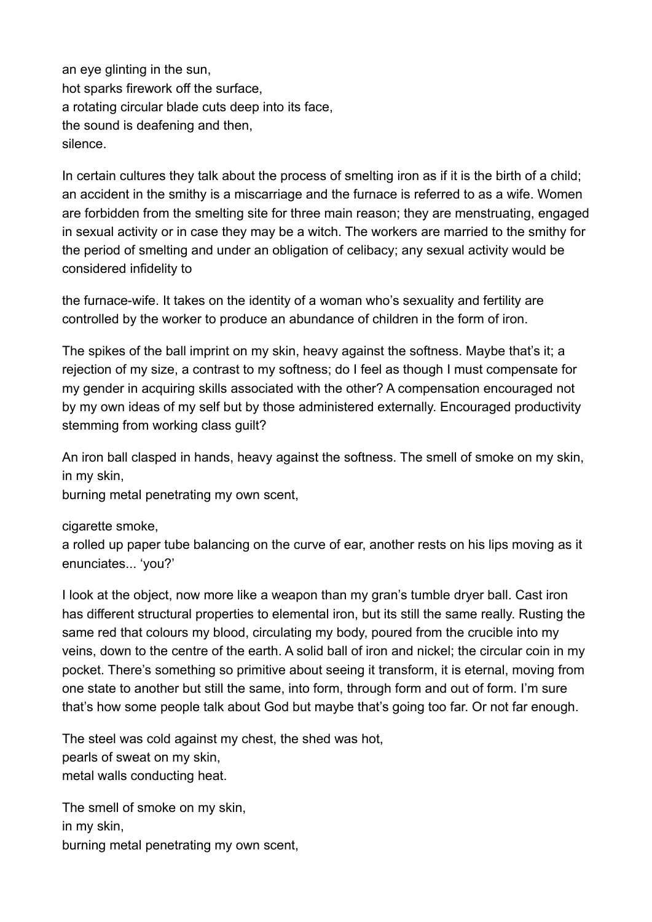an eye glinting in the sun,  
hot sparks firework off the surface,  
a rotating circular blade cuts deep into its face,  
the sound is deafening and then,  
silence.

In certain cultures they talk about the process of smelting iron as if it is the birth of a child; an accident in the smithy is a miscarriage and the furnace is referred to as a wife. Women are forbidden from the smelting site for three main reason; they are menstruating, engaged in sexual activity or in case they may be a witch. The workers are married to the smithy for the period of smelting and under an obligation of celibacy; any sexual activity would be considered infidelity to

the furnace-wife. It takes on the identity of a woman who's sexuality and fertility are controlled by the worker to produce an abundance of children in the form of iron.

The spikes of the ball imprint on my skin, heavy against the softness. Maybe that's it; a rejection of my size, a contrast to my softness; do I feel as though I must compensate for my gender in acquiring skills associated with the other? A compensation encouraged not by my own ideas of my self but by those administered externally. Encouraged productivity stemming from working class guilt?

An iron ball clasped in hands, heavy against the softness. The smell of smoke on my skin, in my skin,  
burning metal penetrating my own scent,

cigarette smoke,  
a rolled up paper tube balancing on the curve of ear, another rests on his lips moving as it enunciates... 'you?'

I look at the object, now more like a weapon than my gran's tumble dryer ball. Cast iron has different structural properties to elemental iron, but its still the same really. Rusting the same red that colours my blood, circulating my body, poured from the crucible into my veins, down to the centre of the earth. A solid ball of iron and nickel; the circular coin in my pocket. There's something so primitive about seeing it transform, it is eternal, moving from one state to another but still the same, into form, through form and out of form. I'm sure that's how some people talk about God but maybe that's going too far. Or not far enough.

The steel was cold against my chest, the shed was hot,  
pearls of sweat on my skin,  
metal walls conducting heat.

The smell of smoke on my skin,  
in my skin,  
burning metal penetrating my own scent,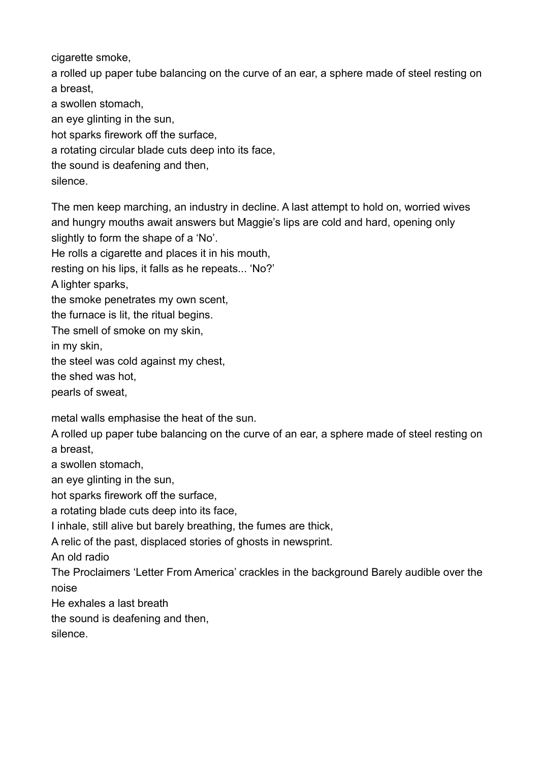cigarette smoke,  
a rolled up paper tube balancing on the curve of an ear, a sphere made of steel resting on a breast,  
a swollen stomach,  
an eye glinting in the sun,  
hot sparks firework off the surface,  
a rotating circular blade cuts deep into its face,  
the sound is deafening and then,  
silence.

The men keep marching, an industry in decline. A last attempt to hold on, worried wives and hungry mouths await answers but Maggie's lips are cold and hard, opening only slightly to form the shape of a 'No'.  
He rolls a cigarette and places it in his mouth,  
resting on his lips, it falls as he repeats... 'No?'  
A lighter sparks,  
the smoke penetrates my own scent,  
the furnace is lit, the ritual begins.  
The smell of smoke on my skin,  
in my skin,  
the steel was cold against my chest,  
the shed was hot,  
pearls of sweat,

metal walls emphasise the heat of the sun.  
A rolled up paper tube balancing on the curve of an ear, a sphere made of steel resting on a breast,  
a swollen stomach,  
an eye glinting in the sun,  
hot sparks firework off the surface,  
a rotating blade cuts deep into its face,  
I inhale, still alive but barely breathing, the fumes are thick,  
A relic of the past, displaced stories of ghosts in newsprint.  
An old radio  
The Proclaimers 'Letter From America' crackles in the background Barely audible over the noise  
He exhales a last breath  
the sound is deafening and then,  
silence.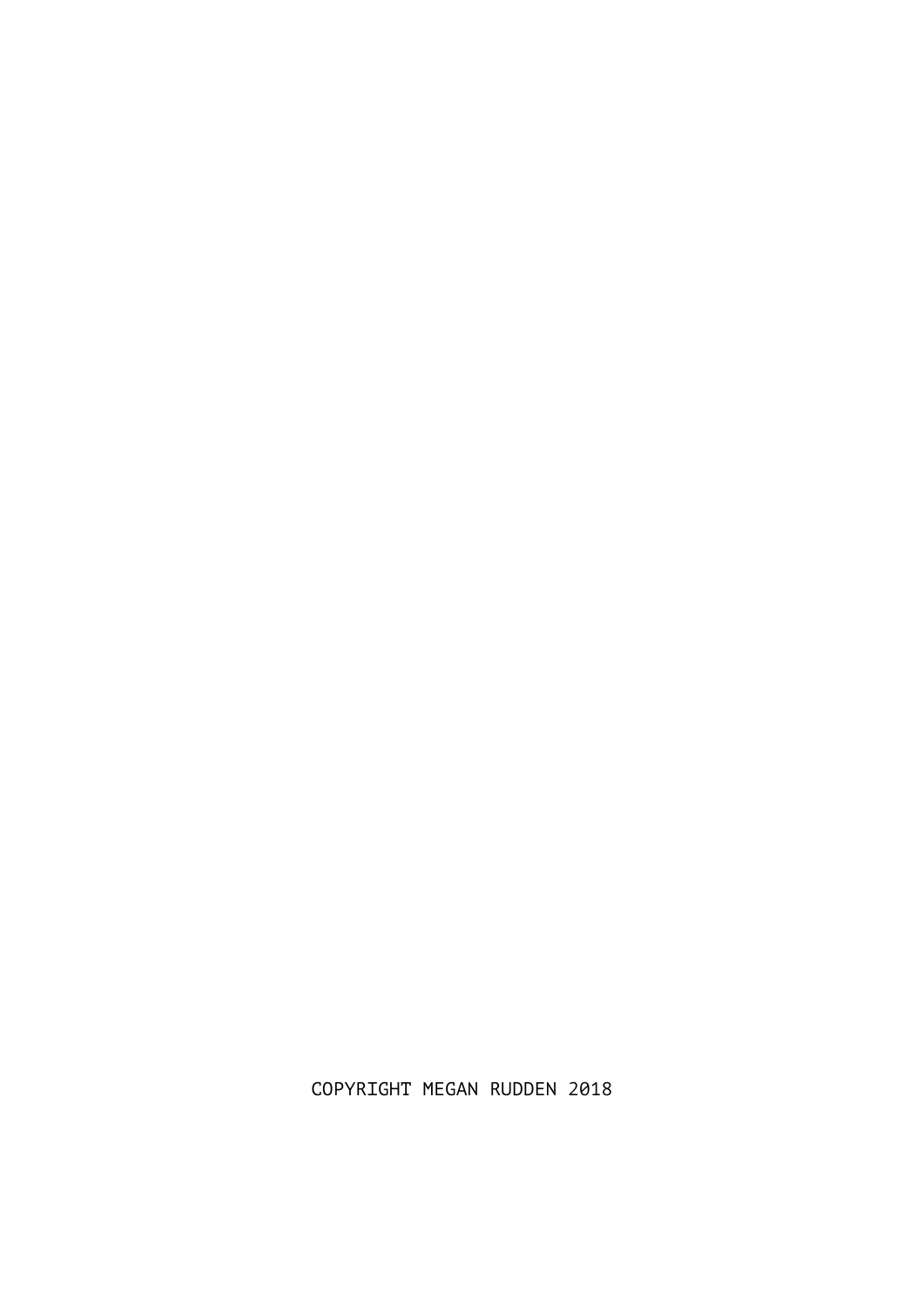COPYRIGHT MEGAN RUDDEN 2018